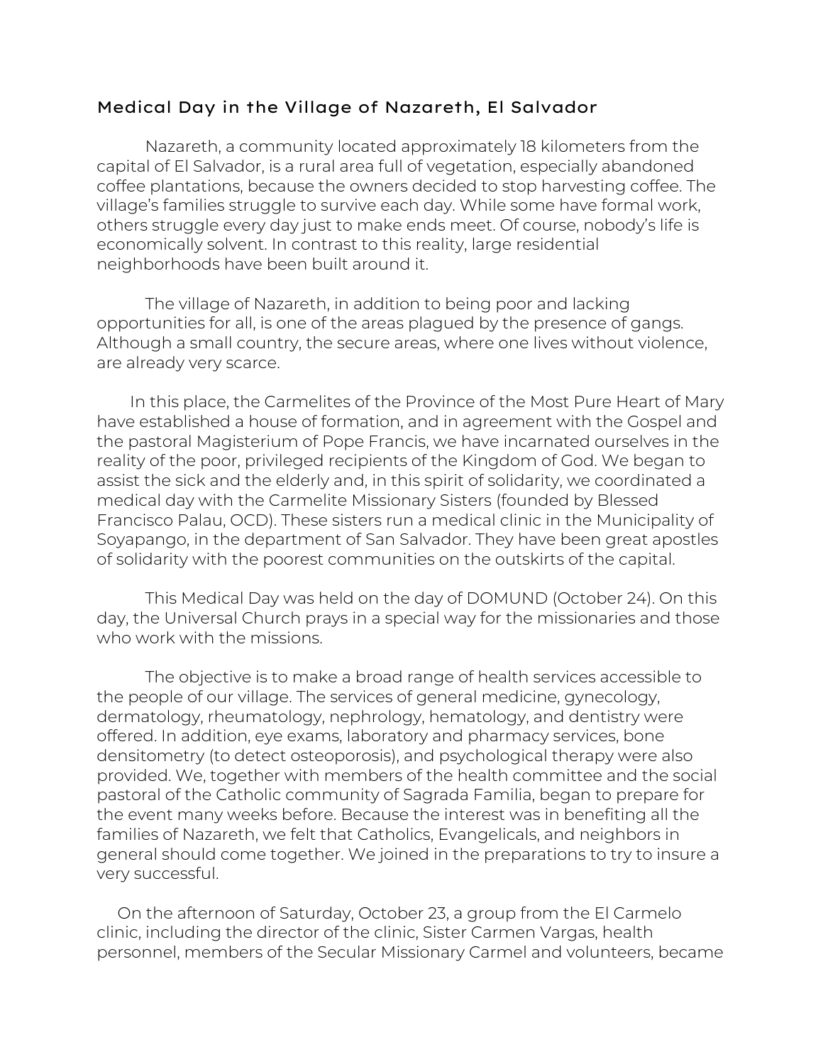## Medical Day in the Village of Nazareth, El Salvador

Nazareth, a community located approximately 18 kilometers from the capital of El Salvador, is a rural area full of vegetation, especially abandoned coffee plantations, because the owners decided to stop harvesting coffee. The village's families struggle to survive each day. While some have formal work, others struggle every day just to make ends meet. Of course, nobody's life is economically solvent. In contrast to this reality, large residential neighborhoods have been built around it.

The village of Nazareth, in addition to being poor and lacking opportunities for all, is one of the areas plagued by the presence of gangs. Although a small country, the secure areas, where one lives without violence, are already very scarce.

In this place, the Carmelites of the Province of the Most Pure Heart of Mary have established a house of formation, and in agreement with the Gospel and the pastoral Magisterium of Pope Francis, we have incarnated ourselves in the reality of the poor, privileged recipients of the Kingdom of God. We began to assist the sick and the elderly and, in this spirit of solidarity, we coordinated a medical day with the Carmelite Missionary Sisters (founded by Blessed Francisco Palau, OCD). These sisters run a medical clinic in the Municipality of Soyapango, in the department of San Salvador. They have been great apostles of solidarity with the poorest communities on the outskirts of the capital.

This Medical Day was held on the day of DOMUND (October 24). On this day, the Universal Church prays in a special way for the missionaries and those who work with the missions.

The objective is to make a broad range of health services accessible to the people of our village. The services of general medicine, gynecology, dermatology, rheumatology, nephrology, hematology, and dentistry were offered. In addition, eye exams, laboratory and pharmacy services, bone densitometry (to detect osteoporosis), and psychological therapy were also provided. We, together with members of the health committee and the social pastoral of the Catholic community of Sagrada Familia, began to prepare for the event many weeks before. Because the interest was in benefiting all the families of Nazareth, we felt that Catholics, Evangelicals, and neighbors in general should come together. We joined in the preparations to try to insure a very successful.

On the afternoon of Saturday, October 23, a group from the El Carmelo clinic, including the director of the clinic, Sister Carmen Vargas, health personnel, members of the Secular Missionary Carmel and volunteers, became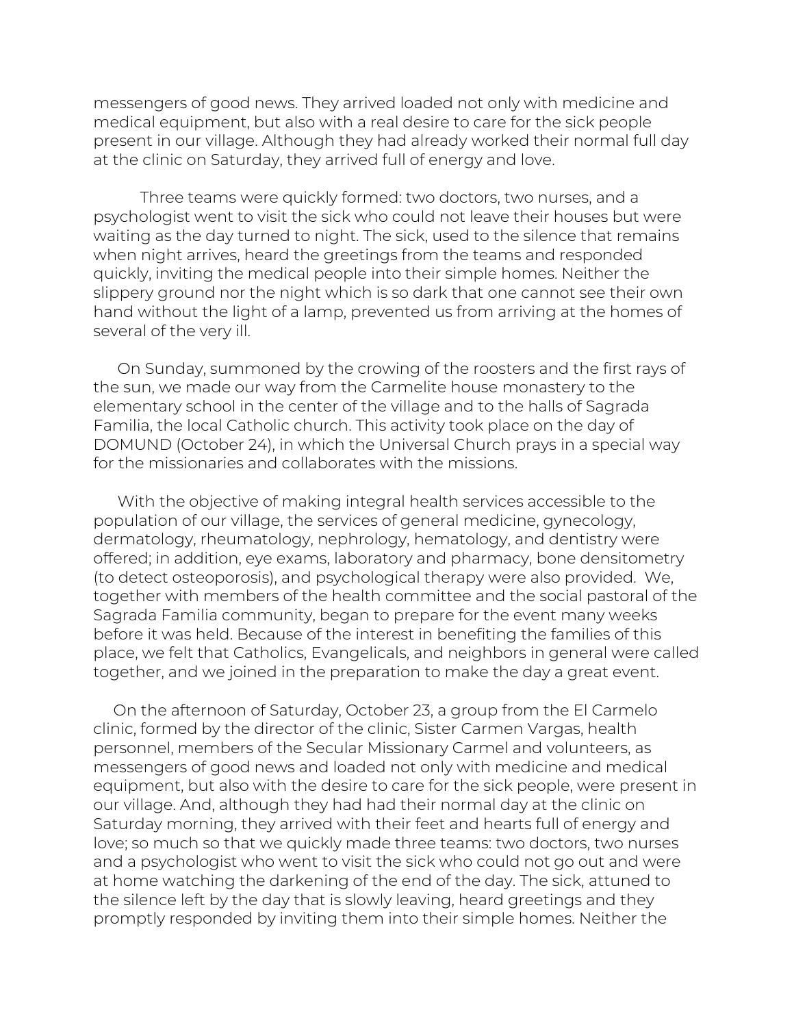messengers of good news. They arrived loaded not only with medicine and medical equipment, but also with a real desire to care for the sick people present in our village. Although they had already worked their normal full day at the clinic on Saturday, they arrived full of energy and love.

Three teams were quickly formed: two doctors, two nurses, and a psychologist went to visit the sick who could not leave their houses but were waiting as the day turned to night. The sick, used to the silence that remains when night arrives, heard the greetings from the teams and responded quickly, inviting the medical people into their simple homes. Neither the slippery ground nor the night which is so dark that one cannot see their own hand without the light of a lamp, prevented us from arriving at the homes of several of the very ill.

On Sunday, summoned by the crowing of the roosters and the first rays of the sun, we made our way from the Carmelite house monastery to the elementary school in the center of the village and to the halls of Sagrada Familia, the local Catholic church. This activity took place on the day of DOMUND (October 24), in which the Universal Church prays in a special way for the missionaries and collaborates with the missions.

With the objective of making integral health services accessible to the population of our village, the services of general medicine, gynecology, dermatology, rheumatology, nephrology, hematology, and dentistry were offered; in addition, eye exams, laboratory and pharmacy, bone densitometry (to detect osteoporosis), and psychological therapy were also provided. We, together with members of the health committee and the social pastoral of the Sagrada Familia community, began to prepare for the event many weeks before it was held. Because of the interest in benefiting the families of this place, we felt that Catholics, Evangelicals, and neighbors in general were called together, and we joined in the preparation to make the day a great event.

On the afternoon of Saturday, October 23, a group from the El Carmelo clinic, formed by the director of the clinic, Sister Carmen Vargas, health personnel, members of the Secular Missionary Carmel and volunteers, as messengers of good news and loaded not only with medicine and medical equipment, but also with the desire to care for the sick people, were present in our village. And, although they had had their normal day at the clinic on Saturday morning, they arrived with their feet and hearts full of energy and love; so much so that we quickly made three teams: two doctors, two nurses and a psychologist who went to visit the sick who could not go out and were at home watching the darkening of the end of the day. The sick, attuned to the silence left by the day that is slowly leaving, heard greetings and they promptly responded by inviting them into their simple homes. Neither the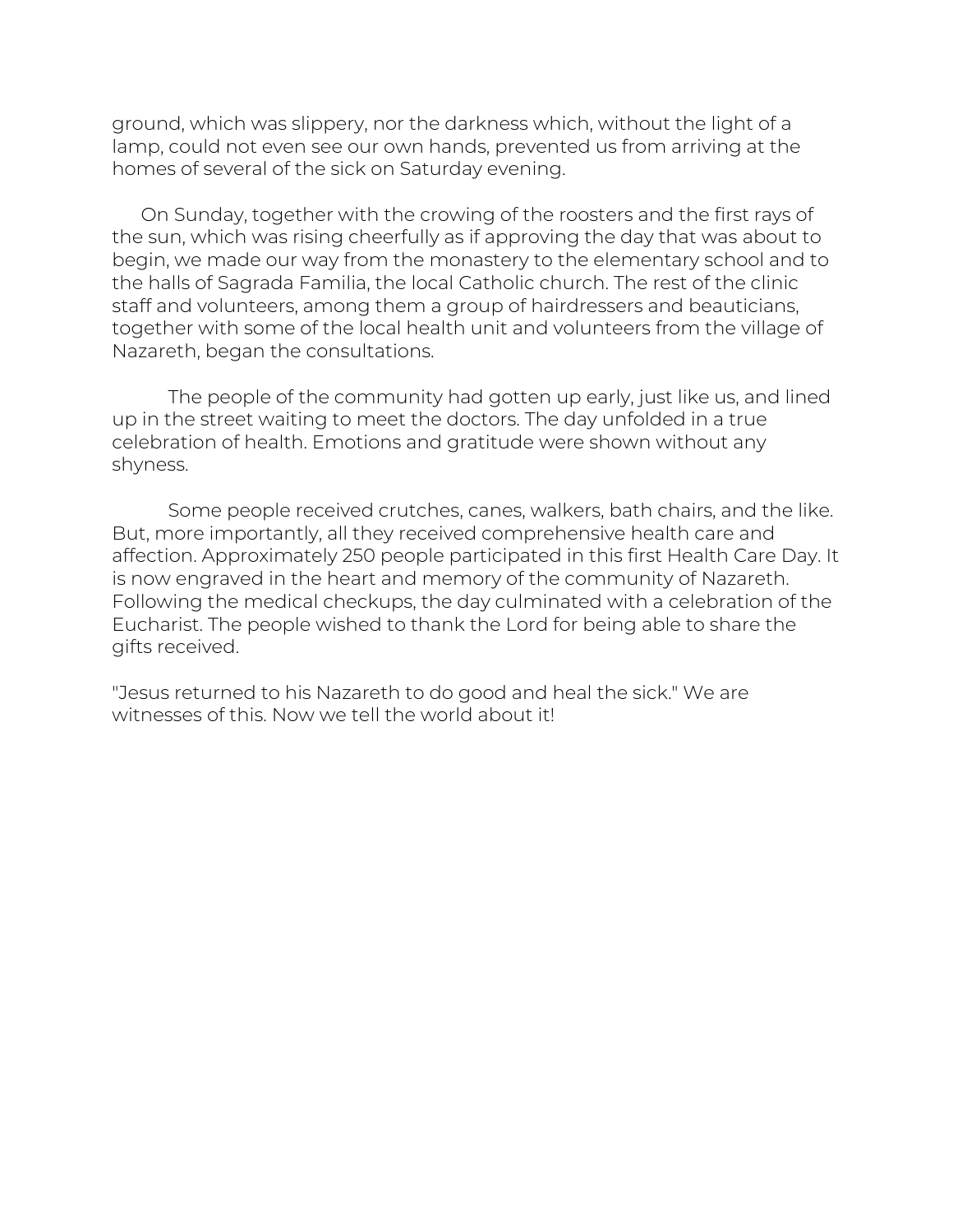ground, which was slippery, nor the darkness which, without the light of a lamp, could not even see our own hands, prevented us from arriving at the homes of several of the sick on Saturday evening.

On Sunday, together with the crowing of the roosters and the first rays of the sun, which was rising cheerfully as if approving the day that was about to begin, we made our way from the monastery to the elementary school and to the halls of Sagrada Familia, the local Catholic church. The rest of the clinic staff and volunteers, among them a group of hairdressers and beauticians, together with some of the local health unit and volunteers from the village of Nazareth, began the consultations.

The people of the community had gotten up early, just like us, and lined up in the street waiting to meet the doctors. The day unfolded in a true celebration of health. Emotions and gratitude were shown without any shyness.

Some people received crutches, canes, walkers, bath chairs, and the like. But, more importantly, all they received comprehensive health care and affection. Approximately 250 people participated in this first Health Care Day. It is now engraved in the heart and memory of the community of Nazareth. Following the medical checkups, the day culminated with a celebration of the Eucharist. The people wished to thank the Lord for being able to share the gifts received.

"Jesus returned to his Nazareth to do good and heal the sick." We are witnesses of this. Now we tell the world about it!